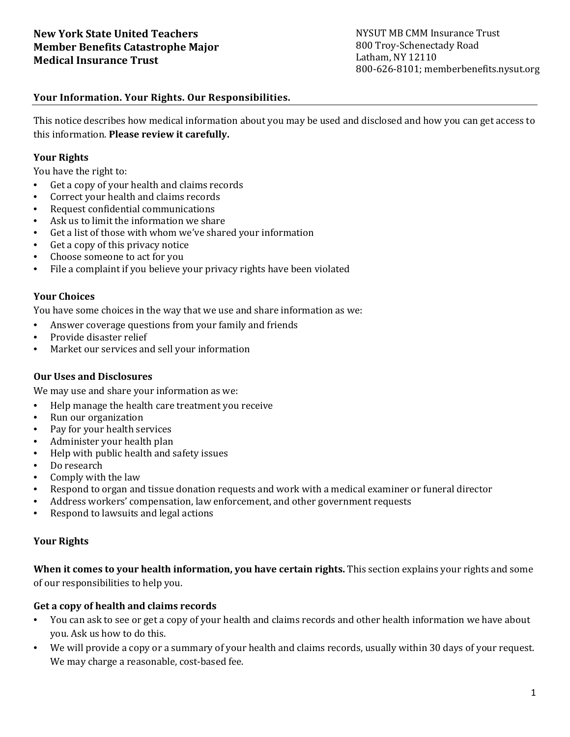**New York State United Teachers Member Benefits Catastrophe Major Medical Insurance Trust**

NYSUT MB CMM Insurance Trust
800 Troy-Schenectady Road
Latham, NY 12110
800-626-8101; memberbenefits.nysut.org

## Your Information. Your Rights. Our Responsibilities.

This notice describes how medical information about you may be used and disclosed and how you can get access to this information. **Please review it carefully.**

### Your Rights

You have the right to:

- Get a copy of your health and claims records
- Correct your health and claims records
- Request confidential communications
- Ask us to limit the information we share
- Get a list of those with whom we've shared your information
- Get a copy of this privacy notice
- Choose someone to act for you
- File a complaint if you believe your privacy rights have been violated

### Your Choices

You have some choices in the way that we use and share information as we:

- Answer coverage questions from your family and friends
- Provide disaster relief
- Market our services and sell your information

### Our Uses and Disclosures

We may use and share your information as we:

- Help manage the health care treatment you receive
- Run our organization
- Pay for your health services
- Administer your health plan
- Help with public health and safety issues
- Do research
- Comply with the law
- Respond to organ and tissue donation requests and work with a medical examiner or funeral director
- Address workers' compensation, law enforcement, and other government requests
- Respond to lawsuits and legal actions

### Your Rights

**When it comes to your health information, you have certain rights.** This section explains your rights and some of our responsibilities to help you.

### Get a copy of health and claims records

- You can ask to see or get a copy of your health and claims records and other health information we have about you. Ask us how to do this.
- We will provide a copy or a summary of your health and claims records, usually within 30 days of your request. We may charge a reasonable, cost-based fee.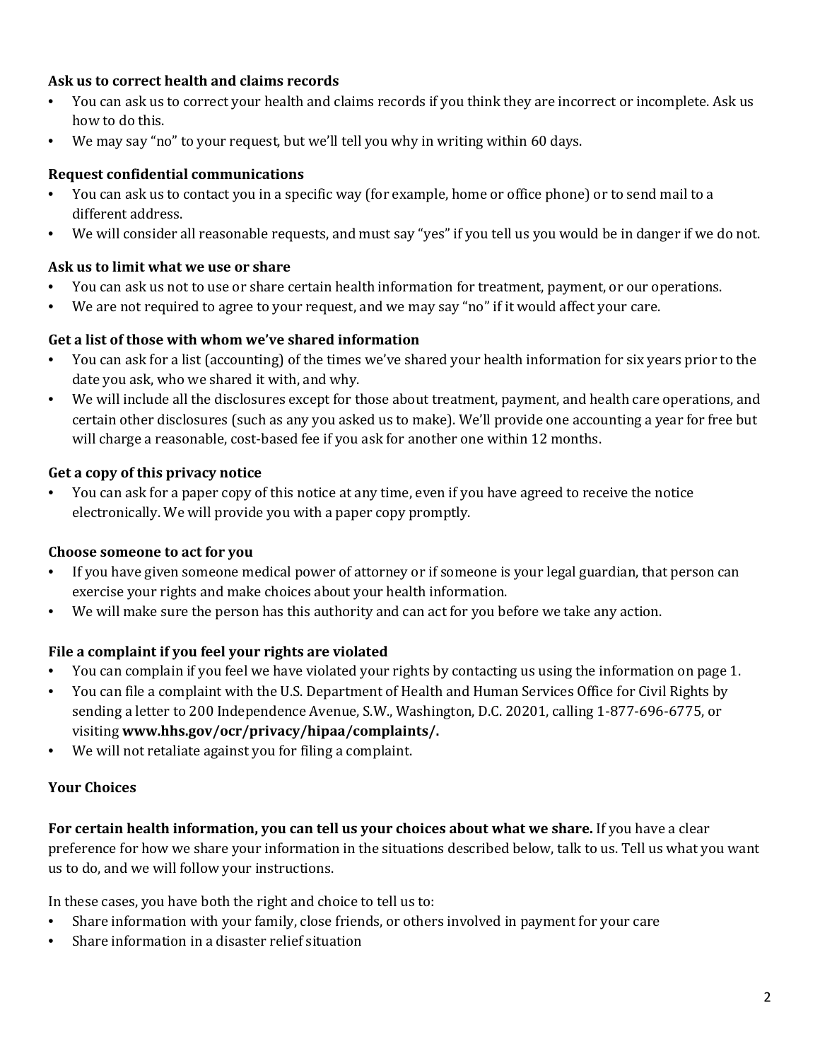**Ask us to correct health and claims records**

- You can ask us to correct your health and claims records if you think they are incorrect or incomplete. Ask us how to do this.
- We may say "no" to your request, but we'll tell you why in writing within 60 days.

**Request confidential communications**

- You can ask us to contact you in a specific way (for example, home or office phone) or to send mail to a different address.
- We will consider all reasonable requests, and must say "yes" if you tell us you would be in danger if we do not.

**Ask us to limit what we use or share**

- You can ask us not to use or share certain health information for treatment, payment, or our operations.
- We are not required to agree to your request, and we may say "no" if it would affect your care.

**Get a list of those with whom we've shared information**

- You can ask for a list (accounting) of the times we've shared your health information for six years prior to the date you ask, who we shared it with, and why.
- We will include all the disclosures except for those about treatment, payment, and health care operations, and certain other disclosures (such as any you asked us to make). We'll provide one accounting a year for free but will charge a reasonable, cost-based fee if you ask for another one within 12 months.

**Get a copy of this privacy notice**

- You can ask for a paper copy of this notice at any time, even if you have agreed to receive the notice electronically. We will provide you with a paper copy promptly.

**Choose someone to act for you**

- If you have given someone medical power of attorney or if someone is your legal guardian, that person can exercise your rights and make choices about your health information.
- We will make sure the person has this authority and can act for you before we take any action.

**File a complaint if you feel your rights are violated**

- You can complain if you feel we have violated your rights by contacting us using the information on page 1.
- You can file a complaint with the U.S. Department of Health and Human Services Office for Civil Rights by sending a letter to 200 Independence Avenue, S.W., Washington, D.C. 20201, calling 1-877-696-6775, or visiting **www.hhs.gov/ocr/privacy/hipaa/complaints/.**
- We will not retaliate against you for filing a complaint.

**Your Choices**

**For certain health information, you can tell us your choices about what we share.** If you have a clear preference for how we share your information in the situations described below, talk to us. Tell us what you want us to do, and we will follow your instructions.

In these cases, you have both the right and choice to tell us to:

- Share information with your family, close friends, or others involved in payment for your care
- Share information in a disaster relief situation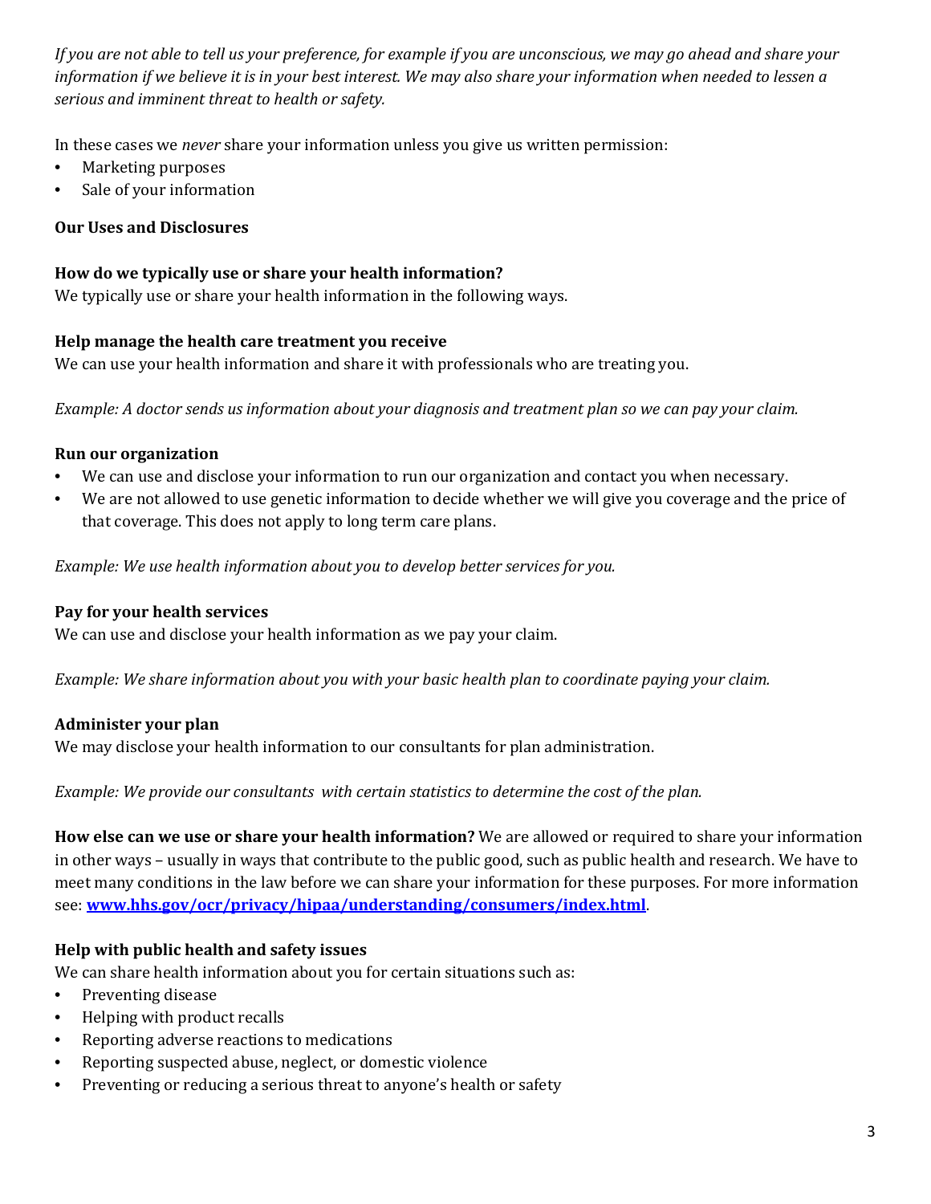*If you are not able to tell us your preference, for example if you are unconscious, we may go ahead and share your information if we believe it is in your best interest. We may also share your information when needed to lessen a serious and imminent threat to health or safety.*

In these cases we *never* share your information unless you give us written permission:

- Marketing purposes
- Sale of your information

**Our Uses and Disclosures**

**How do we typically use or share your health information?**
We typically use or share your health information in the following ways.

**Help manage the health care treatment you receive**
We can use your health information and share it with professionals who are treating you.

*Example: A doctor sends us information about your diagnosis and treatment plan so we can pay your claim.*

**Run our organization**

- We can use and disclose your information to run our organization and contact you when necessary.
- We are not allowed to use genetic information to decide whether we will give you coverage and the price of that coverage. This does not apply to long term care plans.

*Example: We use health information about you to develop better services for you.*

**Pay for your health services**
We can use and disclose your health information as we pay your claim.

*Example: We share information about you with your basic health plan to coordinate paying your claim.*

**Administer your plan**
We may disclose your health information to our consultants for plan administration.

*Example: We provide our consultants with certain statistics to determine the cost of the plan.*

**How else can we use or share your health information?** We are allowed or required to share your information in other ways – usually in ways that contribute to the public good, such as public health and research. We have to meet many conditions in the law before we can share your information for these purposes. For more information see: **[www.hhs.gov/ocr/privacy/hipaa/understanding/consumers/index.html](http://www.hhs.gov/ocr/privacy/hipaa/understanding/consumers/index.html)**.

**Help with public health and safety issues**
We can share health information about you for certain situations such as:

- Preventing disease
- Helping with product recalls
- Reporting adverse reactions to medications
- Reporting suspected abuse, neglect, or domestic violence
- Preventing or reducing a serious threat to anyone's health or safety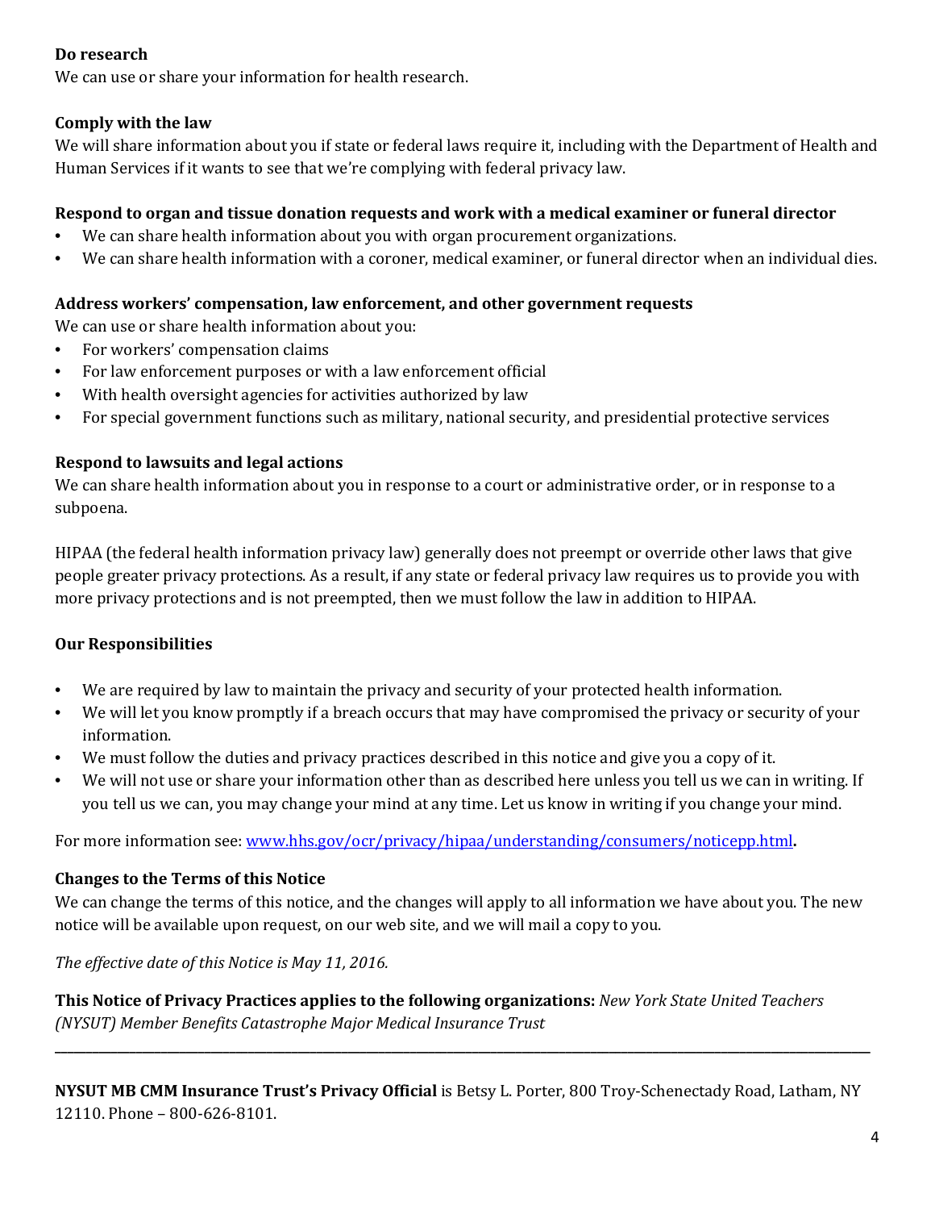**Do research**

We can use or share your information for health research.

**Comply with the law**

We will share information about you if state or federal laws require it, including with the Department of Health and Human Services if it wants to see that we're complying with federal privacy law.

**Respond to organ and tissue donation requests and work with a medical examiner or funeral director**

- We can share health information about you with organ procurement organizations.
- We can share health information with a coroner, medical examiner, or funeral director when an individual dies.

**Address workers' compensation, law enforcement, and other government requests**

We can use or share health information about you:

- For workers' compensation claims
- For law enforcement purposes or with a law enforcement official
- With health oversight agencies for activities authorized by law
- For special government functions such as military, national security, and presidential protective services

**Respond to lawsuits and legal actions**

We can share health information about you in response to a court or administrative order, or in response to a subpoena.

HIPAA (the federal health information privacy law) generally does not preempt or override other laws that give people greater privacy protections. As a result, if any state or federal privacy law requires us to provide you with more privacy protections and is not preempted, then we must follow the law in addition to HIPAA.

**Our Responsibilities**

- We are required by law to maintain the privacy and security of your protected health information.
- We will let you know promptly if a breach occurs that may have compromised the privacy or security of your information.
- We must follow the duties and privacy practices described in this notice and give you a copy of it.
- We will not use or share your information other than as described here unless you tell us we can in writing. If you tell us we can, you may change your mind at any time. Let us know in writing if you change your mind.

For more information see: [www.hhs.gov/ocr/privacy/hipaa/understanding/consumers/noticepp.html](www.hhs.gov/ocr/privacy/hipaa/understanding/consumers/noticepp.html)**.**

**Changes to the Terms of this Notice**

We can change the terms of this notice, and the changes will apply to all information we have about you. The new notice will be available upon request, on our web site, and we will mail a copy to you.

*The effective date of this Notice is May 11, 2016.*

**This Notice of Privacy Practices applies to the following organizations:** *New York State United Teachers (NYSUT) Member Benefits Catastrophe Major Medical Insurance Trust*

---

**NYSUT MB CMM Insurance Trust's Privacy Official** is Betsy L. Porter, 800 Troy-Schenectady Road, Latham, NY 12110. Phone – 800-626-8101.